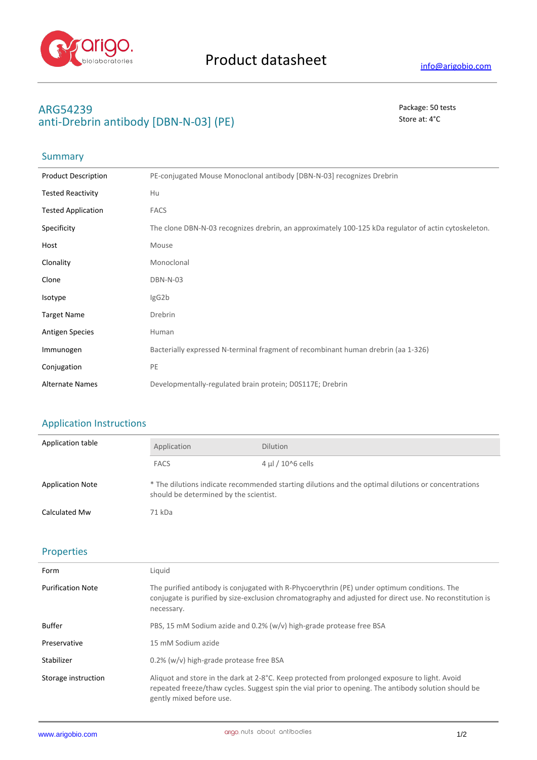# Product datasheet

info@arigobio.com

## ARG54239
## anti-Drebrin antibody [DBN-N-03] (PE)

Package: 50 tests
Store at: 4°C

### Summary

| | |
|---|---|
| Product Description | PE-conjugated Mouse Monoclonal antibody [DBN-N-03] recognizes Drebrin |
| Tested Reactivity | Hu |
| Tested Application | FACS |
| Specificity | The clone DBN-N-03 recognizes drebrin, an approximately 100-125 kDa regulator of actin cytoskeleton. |
| Host | Mouse |
| Clonality | Monoclonal |
| Clone | DBN-N-03 |
| Isotype | IgG2b |
| Target Name | Drebrin |
| Antigen Species | Human |
| Immunogen | Bacterially expressed N-terminal fragment of recombinant human drebrin (aa 1-326) |
| Conjugation | PE |
| Alternate Names | Developmentally-regulated brain protein; D0S117E; Drebrin |

### Application Instructions

Application table

| Application | Dilution |
|---|---|
| FACS | 4 µl / 10^6 cells |

| | |
|---|---|
| Application Note | * The dilutions indicate recommended starting dilutions and the optimal dilutions or concentrations should be determined by the scientist. |
| Calculated Mw | 71 kDa |

### Properties

| | |
|---|---|
| Form | Liquid |
| Purification Note | The purified antibody is conjugated with R-Phycoerythrin (PE) under optimum conditions. The conjugate is purified by size-exclusion chromatography and adjusted for direct use. No reconstitution is necessary. |
| Buffer | PBS, 15 mM Sodium azide and 0.2% (w/v) high-grade protease free BSA |
| Preservative | 15 mM Sodium azide |
| Stabilizer | 0.2% (w/v) high-grade protease free BSA |
| Storage instruction | Aliquot and store in the dark at 2-8°C. Keep protected from prolonged exposure to light. Avoid repeated freeze/thaw cycles. Suggest spin the vial prior to opening. The antibody solution should be gently mixed before use. |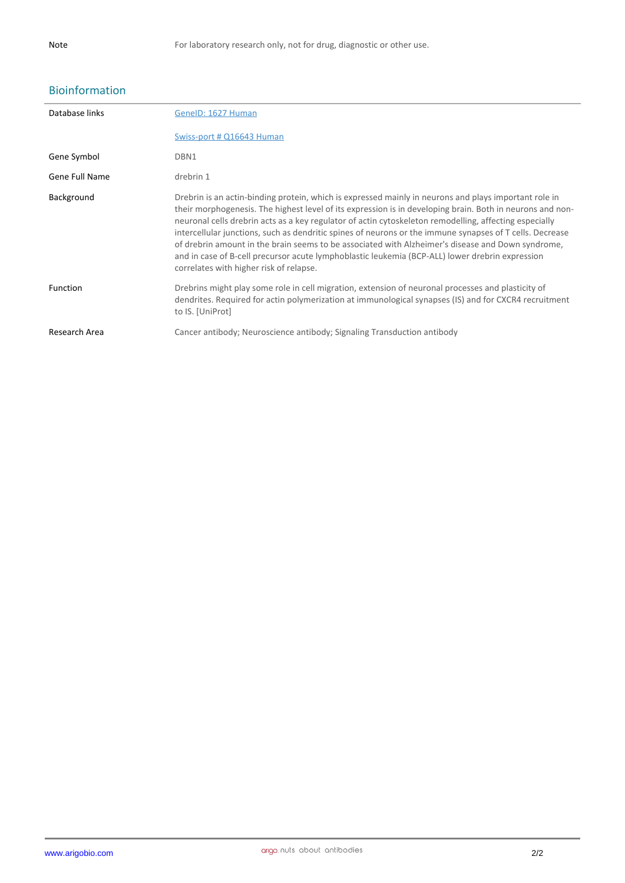| | |
|---|---|
| Note | For laboratory research only, not for drug, diagnostic or other use. |

## Bioinformation

| | |
|---|---|
| Database links | GeneID: 1627 Human<br>Swiss-port # Q16643 Human |
| Gene Symbol | DBN1 |
| Gene Full Name | drebrin 1 |
| Background | Drebrin is an actin-binding protein, which is expressed mainly in neurons and plays important role in their morphogenesis. The highest level of its expression is in developing brain. Both in neurons and non-neuronal cells drebrin acts as a key regulator of actin cytoskeleton remodelling, affecting especially intercellular junctions, such as dendritic spines of neurons or the immune synapses of T cells. Decrease of drebrin amount in the brain seems to be associated with Alzheimer's disease and Down syndrome, and in case of B-cell precursor acute lymphoblastic leukemia (BCP-ALL) lower drebrin expression correlates with higher risk of relapse. |
| Function | Drebrins might play some role in cell migration, extension of neuronal processes and plasticity of dendrites. Required for actin polymerization at immunological synapses (IS) and for CXCR4 recruitment to IS. [UniProt] |
| Research Area | Cancer antibody; Neuroscience antibody; Signaling Transduction antibody |